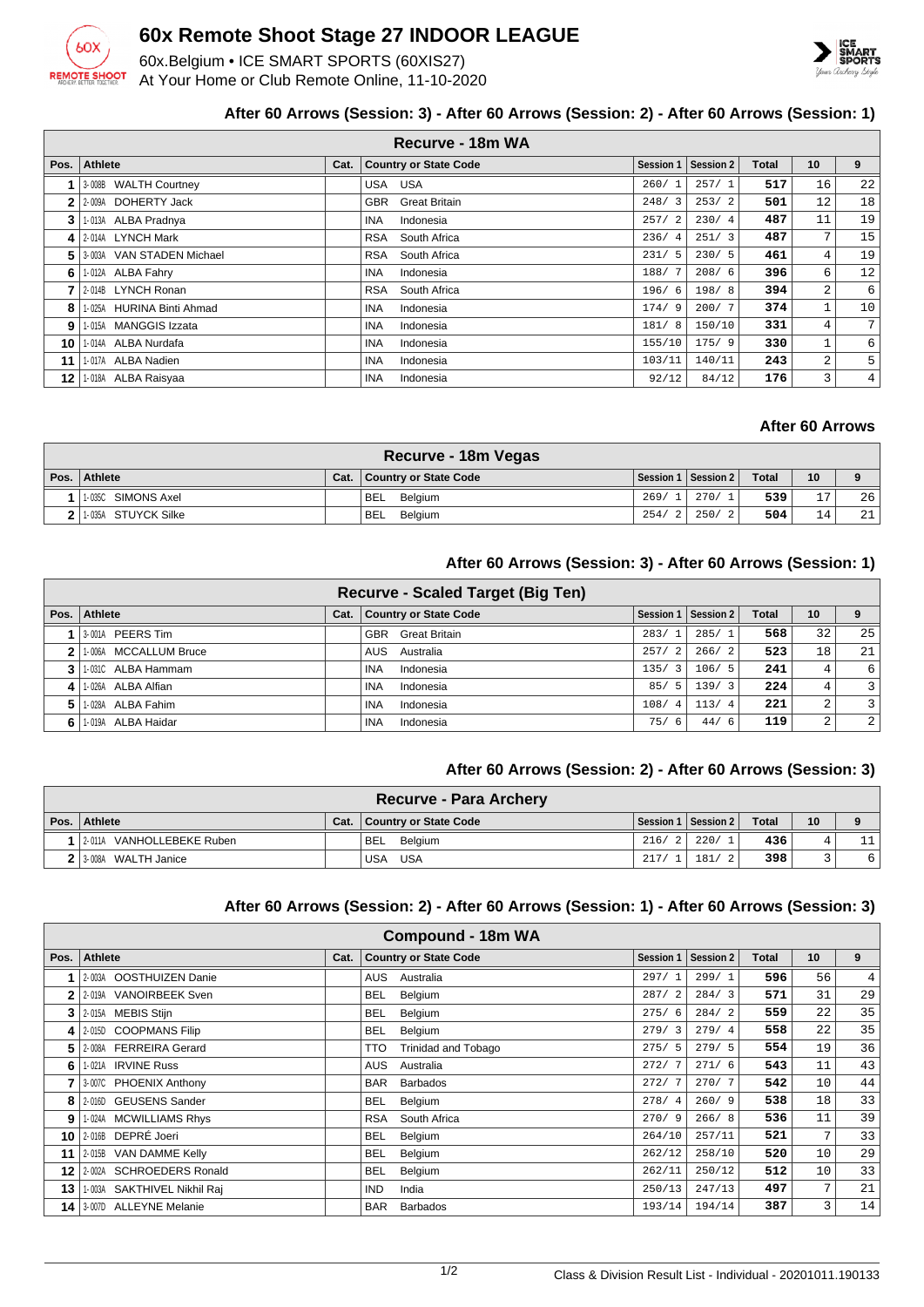# 60x Remote Shoot Stage 27 INDOOR LEAGUE

60x.Belgium • ICE SMART SPORTS (60XIS27)
At Your Home or Club Remote Online, 11-10-2020

### After 60 Arrows (Session: 3) - After 60 Arrows (Session: 2) - After 60 Arrows (Session: 1)

**Recurve - 18m WA**

| Pos. | Athlete | Cat. | Country or State Code | | Session 1 | Session 2 | Total | 10 | 9 |
|---|---|---|---|---|---|---|---|---|---|
| 1 | 3-008B WALTH Courtney | | USA | USA | 260/ 1 | 257/ 1 | 517 | 16 | 22 |
| 2 | 2-009A DOHERTY Jack | | GBR | Great Britain | 248/ 3 | 253/ 2 | 501 | 12 | 18 |
| 3 | 1-013A ALBA Pradnya | | INA | Indonesia | 257/ 2 | 230/ 4 | 487 | 11 | 19 |
| 4 | 2-014A LYNCH Mark | | RSA | South Africa | 236/ 4 | 251/ 3 | 487 | 7 | 15 |
| 5 | 3-003A VAN STADEN Michael | | RSA | South Africa | 231/ 5 | 230/ 5 | 461 | 4 | 19 |
| 6 | 1-012A ALBA Fahry | | INA | Indonesia | 188/ 7 | 208/ 6 | 396 | 6 | 12 |
| 7 | 2-014B LYNCH Ronan | | RSA | South Africa | 196/ 6 | 198/ 8 | 394 | 2 | 6 |
| 8 | 1-025A HURINA Binti Ahmad | | INA | Indonesia | 174/ 9 | 200/ 7 | 374 | 1 | 10 |
| 9 | 1-015A MANGGIS Izzata | | INA | Indonesia | 181/ 8 | 150/10 | 331 | 4 | 7 |
| 10 | 1-014A ALBA Nurdafa | | INA | Indonesia | 155/10 | 175/ 9 | 330 | 1 | 6 |
| 11 | 1-017A ALBA Nadien | | INA | Indonesia | 103/11 | 140/11 | 243 | 2 | 5 |
| 12 | 1-018A ALBA Raisyaa | | INA | Indonesia | 92/12 | 84/12 | 176 | 3 | 4 |

### After 60 Arrows

**Recurve - 18m Vegas**

| Pos. | Athlete | Cat. | Country or State Code | | Session 1 | Session 2 | Total | 10 | 9 |
|---|---|---|---|---|---|---|---|---|---|
| 1 | 1-035C SIMONS Axel | | BEL | Belgium | 269/ 1 | 270/ 1 | 539 | 17 | 26 |
| 2 | 1-035A STUYCK Silke | | BEL | Belgium | 254/ 2 | 250/ 2 | 504 | 14 | 21 |

### After 60 Arrows (Session: 3) - After 60 Arrows (Session: 1)

**Recurve - Scaled Target (Big Ten)**

| Pos. | Athlete | Cat. | Country or State Code | | Session 1 | Session 2 | Total | 10 | 9 |
|---|---|---|---|---|---|---|---|---|---|
| 1 | 3-001A PEERS Tim | | GBR | Great Britain | 283/ 1 | 285/ 1 | 568 | 32 | 25 |
| 2 | 1-006A MCCALLUM Bruce | | AUS | Australia | 257/ 2 | 266/ 2 | 523 | 18 | 21 |
| 3 | 1-031C ALBA Hammam | | INA | Indonesia | 135/ 3 | 106/ 5 | 241 | 4 | 6 |
| 4 | 1-026A ALBA Alfian | | INA | Indonesia | 85/ 5 | 139/ 3 | 224 | 4 | 3 |
| 5 | 1-028A ALBA Fahim | | INA | Indonesia | 108/ 4 | 113/ 4 | 221 | 2 | 3 |
| 6 | 1-019A ALBA Haidar | | INA | Indonesia | 75/ 6 | 44/ 6 | 119 | 2 | 2 |

### After 60 Arrows (Session: 2) - After 60 Arrows (Session: 3)

**Recurve - Para Archery**

| Pos. | Athlete | Cat. | Country or State Code | | Session 1 | Session 2 | Total | 10 | 9 |
|---|---|---|---|---|---|---|---|---|---|
| 1 | 2-011A VANHOLLEBEKE Ruben | | BEL | Belgium | 216/ 2 | 220/ 1 | 436 | 4 | 11 |
| 2 | 3-008A WALTH Janice | | USA | USA | 217/ 1 | 181/ 2 | 398 | 3 | 6 |

### After 60 Arrows (Session: 2) - After 60 Arrows (Session: 1) - After 60 Arrows (Session: 3)

**Compound - 18m WA**

| Pos. | Athlete | Cat. | Country or State Code | | Session 1 | Session 2 | Total | 10 | 9 |
|---|---|---|---|---|---|---|---|---|---|
| 1 | 2-003A OOSTHUIZEN Danie | | AUS | Australia | 297/ 1 | 299/ 1 | 596 | 56 | 4 |
| 2 | 2-019A VANOIRBEEK Sven | | BEL | Belgium | 287/ 2 | 284/ 3 | 571 | 31 | 29 |
| 3 | 2-015A MEBIS Stijn | | BEL | Belgium | 275/ 6 | 284/ 2 | 559 | 22 | 35 |
| 4 | 2-015D COOPMANS Filip | | BEL | Belgium | 279/ 3 | 279/ 4 | 558 | 22 | 35 |
| 5 | 2-008A FERREIRA Gerard | | TTO | Trinidad and Tobago | 275/ 5 | 279/ 5 | 554 | 19 | 36 |
| 6 | 1-021A IRVINE Russ | | AUS | Australia | 272/ 7 | 271/ 6 | 543 | 11 | 43 |
| 7 | 3-007C PHOENIX Anthony | | BAR | Barbados | 272/ 7 | 270/ 7 | 542 | 10 | 44 |
| 8 | 2-016D GEUSENS Sander | | BEL | Belgium | 278/ 4 | 260/ 9 | 538 | 18 | 33 |
| 9 | 1-024A MCWILLIAMS Rhys | | RSA | South Africa | 270/ 9 | 266/ 8 | 536 | 11 | 39 |
| 10 | 2-016B DEPRÉ Joeri | | BEL | Belgium | 264/10 | 257/11 | 521 | 7 | 33 |
| 11 | 2-015B VAN DAMME Kelly | | BEL | Belgium | 262/12 | 258/10 | 520 | 10 | 29 |
| 12 | 2-002A SCHROEDERS Ronald | | BEL | Belgium | 262/11 | 250/12 | 512 | 10 | 33 |
| 13 | 1-003A SAKTHIVEL Nikhil Raj | | IND | India | 250/13 | 247/13 | 497 | 7 | 21 |
| 14 | 3-007D ALLEYNE Melanie | | BAR | Barbados | 193/14 | 194/14 | 387 | 3 | 14 |

Class & Division Result List - Individual - 20201011.190133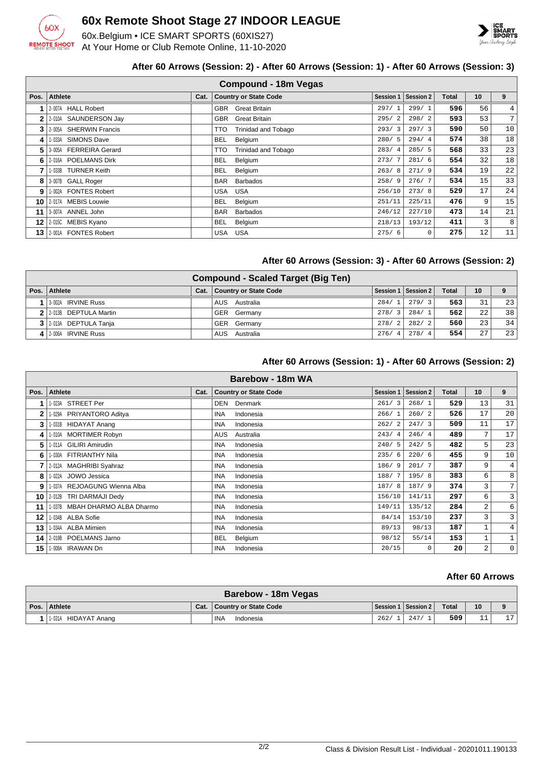# 60x Remote Shoot Stage 27 INDOOR LEAGUE

60x.Belgium • ICE SMART SPORTS (60XIS27)
At Your Home or Club Remote Online, 11-10-2020

### After 60 Arrows (Session: 2) - After 60 Arrows (Session: 1) - After 60 Arrows (Session: 3)

**Compound - 18m Vegas**

| Pos. | Athlete | Cat. | Country or State Code | Session 1 | Session 2 | Total | 10 | 9 |
|---|---|---|---|---|---|---|---|---|
| 1 | 2-007A HALL Robert | | GBR Great Britain | 297/ 1 | 299/ 1 | 596 | 56 | 4 |
| 2 | 2-010A SAUNDERSON Jay | | GBR Great Britain | 295/ 2 | 298/ 2 | 593 | 53 | 7 |
| 3 | 2-005A SHERWIN Francis | | TTO Trinidad and Tobago | 293/ 3 | 297/ 3 | 590 | 50 | 10 |
| 4 | 1-033A SIMONS Dave | | BEL Belgium | 280/ 5 | 294/ 4 | 574 | 38 | 18 |
| 5 | 3-005A FERREIRA Gerard | | TTO Trinidad and Tobago | 283/ 4 | 285/ 5 | 568 | 33 | 23 |
| 6 | 2-016A POELMANS Dirk | | BEL Belgium | 273/ 7 | 281/ 6 | 554 | 32 | 18 |
| 7 | 1-033B TURNER Keith | | BEL Belgium | 263/ 8 | 271/ 9 | 534 | 19 | 22 |
| 8 | 3-007B GALL Roger | | BAR Barbados | 258/ 9 | 276/ 7 | 534 | 15 | 33 |
| 9 | 1-002A FONTES Robert | | USA USA | 256/10 | 273/ 8 | 529 | 17 | 24 |
| 10 | 2-017A MEBIS Louwie | | BEL Belgium | 251/11 | 225/11 | 476 | 9 | 15 |
| 11 | 3-007A ANNEL John | | BAR Barbados | 246/12 | 227/10 | 473 | 14 | 21 |
| 12 | 2-015C MEBIS Kyano | | BEL Belgium | 218/13 | 193/12 | 411 | 3 | 8 |
| 13 | 2-001A FONTES Robert | | USA USA | 275/ 6 | 0 | 275 | 12 | 11 |

### After 60 Arrows (Session: 3) - After 60 Arrows (Session: 2)

**Compound - Scaled Target (Big Ten)**

| Pos. | Athlete | Cat. | Country or State Code | Session 1 | Session 2 | Total | 10 | 9 |
|---|---|---|---|---|---|---|---|---|
| 1 | 3-002A IRVINE Russ | | AUS Australia | 284/ 1 | 279/ 3 | 563 | 31 | 23 |
| 2 | 2-013B DEPTULA Martin | | GER Germany | 278/ 3 | 284/ 1 | 562 | 22 | 38 |
| 3 | 2-013A DEPTULA Tanja | | GER Germany | 278/ 2 | 282/ 2 | 560 | 23 | 34 |
| 4 | 2-006A IRVINE Russ | | AUS Australia | 276/ 4 | 278/ 4 | 554 | 27 | 23 |

### After 60 Arrows (Session: 1) - After 60 Arrows (Session: 2)

**Barebow - 18m WA**

| Pos. | Athlete | Cat. | Country or State Code | Session 1 | Session 2 | Total | 10 | 9 |
|---|---|---|---|---|---|---|---|---|
| 1 | 1-023A STREET Per | | DEN Denmark | 261/ 3 | 268/ 1 | 529 | 13 | 31 |
| 2 | 1-029A PRIYANTORO Aditya | | INA Indonesia | 266/ 1 | 260/ 2 | 526 | 17 | 20 |
| 3 | 1-031B HIDAYAT Anang | | INA Indonesia | 262/ 2 | 247/ 3 | 509 | 11 | 17 |
| 4 | 1-010A MORTIMER Robyn | | AUS Australia | 243/ 4 | 246/ 4 | 489 | 7 | 17 |
| 5 | 1-011A GILIRI Amirudin | | INA Indonesia | 240/ 5 | 242/ 5 | 482 | 5 | 23 |
| 6 | 1-030A FITRIANTHY Nila | | INA Indonesia | 235/ 6 | 220/ 6 | 455 | 9 | 10 |
| 7 | 2-012A MAGHRIBI Syahraz | | INA Indonesia | 186/ 9 | 201/ 7 | 387 | 9 | 4 |
| 8 | 1-022A JOWO Jessica | | INA Indonesia | 188/ 7 | 195/ 8 | 383 | 6 | 8 |
| 9 | 1-037A REJOAGUNG Wienna Alba | | INA Indonesia | 187/ 8 | 187/ 9 | 374 | 3 | 7 |
| 10 | 2-012B TRI DARMAJI Dedy | | INA Indonesia | 156/10 | 141/11 | 297 | 6 | 3 |
| 11 | 1-037B MBAH DHARMO ALBA Dharmo | | INA Indonesia | 149/11 | 135/12 | 284 | 2 | 6 |
| 12 | 1-034B ALBA Sofie | | INA Indonesia | 84/14 | 153/10 | 237 | 3 | 3 |
| 13 | 1-034A ALBA Mimien | | INA Indonesia | 89/13 | 98/13 | 187 | 1 | 4 |
| 14 | 2-019B POELMANS Jarno | | BEL Belgium | 98/12 | 55/14 | 153 | 1 | 1 |
| 15 | 1-008A IRAWAN Dn | | INA Indonesia | 20/15 | 0 | 20 | 2 | 0 |

### After 60 Arrows

**Barebow - 18m Vegas**

| Pos. | Athlete | Cat. | Country or State Code | Session 1 | Session 2 | Total | 10 | 9 |
|---|---|---|---|---|---|---|---|---|
| 1 | 1-031A HIDAYAT Anang | | INA Indonesia | 262/ 1 | 247/ 1 | 509 | 11 | 17 |

Class & Division Result List - Individual - 20201011.190133